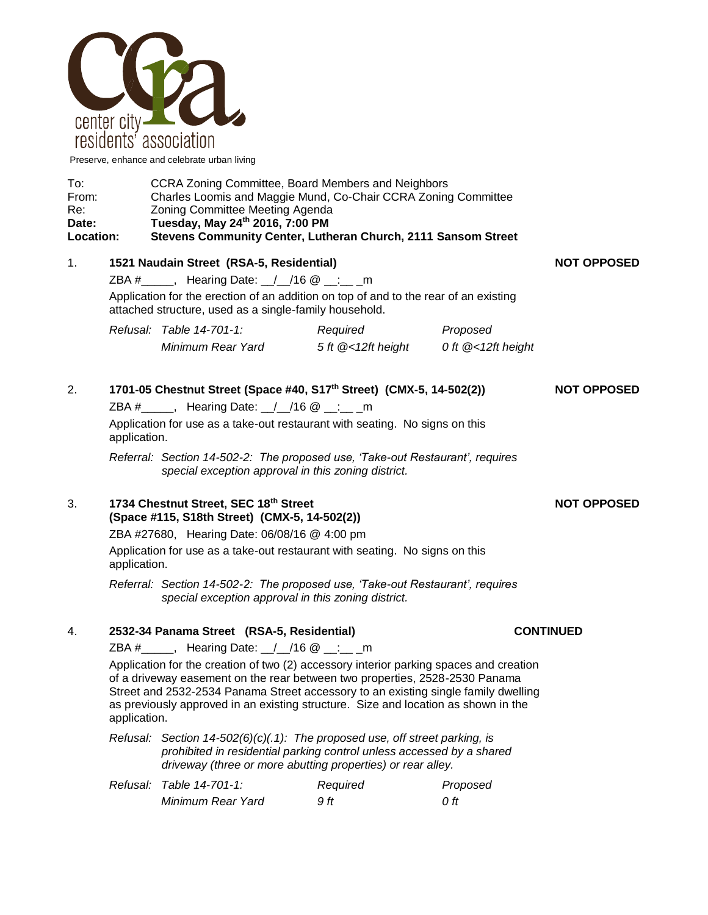center city residents' association

Preserve, enhance and celebrate urban living

| | |
|---|---|
| To: | CCRA Zoning Committee, Board Members and Neighbors |
| From: | Charles Loomis and Maggie Mund, Co-Chair CCRA Zoning Committee |
| Re: | Zoning Committee Meeting Agenda |
| **Date:** | **Tuesday, May 24th 2016, 7:00 PM** |
| **Location:** | **Stevens Community Center, Lutheran Church, 2111 Sansom Street** |

1. **1521 Naudain Street (RSA-5, Residential)** — **NOT OPPOSED**

   ZBA #_____, Hearing Date: __/__/16 @ __:__ _m

   Application for the erection of an addition on top of and to the rear of an existing attached structure, used as a single-family household.

   | *Refusal:* | *Table 14-701-1:* | *Required* | *Proposed* |
   |---|---|---|---|
   | | *Minimum Rear Yard* | *5 ft @<12ft height* | *0 ft @<12ft height* |

2. **1701-05 Chestnut Street (Space #40, S17th Street) (CMX-5, 14-502(2))** — **NOT OPPOSED**

   ZBA #_____, Hearing Date: __/__/16 @ __:__ _m

   Application for use as a take-out restaurant with seating. No signs on this application.

   *Referral: Section 14-502-2: The proposed use, 'Take-out Restaurant', requires special exception approval in this zoning district.*

3. **1734 Chestnut Street, SEC 18th Street (Space #115, S18th Street) (CMX-5, 14-502(2))** — **NOT OPPOSED**

   ZBA #27680, Hearing Date: 06/08/16 @ 4:00 pm

   Application for use as a take-out restaurant with seating. No signs on this application.

   *Referral: Section 14-502-2: The proposed use, 'Take-out Restaurant', requires special exception approval in this zoning district.*

4. **2532-34 Panama Street (RSA-5, Residential)** — **CONTINUED**

   ZBA #_____, Hearing Date: __/__/16 @ __:__ _m

   Application for the creation of two (2) accessory interior parking spaces and creation of a driveway easement on the rear between two properties, 2528-2530 Panama Street and 2532-2534 Panama Street accessory to an existing single family dwelling as previously approved in an existing structure. Size and location as shown in the application.

   *Refusal: Section 14-502(6)(c)(.1): The proposed use, off street parking, is prohibited in residential parking control unless accessed by a shared driveway (three or more abutting properties) or rear alley.*

   | *Refusal:* | *Table 14-701-1:* | *Required* | *Proposed* |
   |---|---|---|---|
   | | *Minimum Rear Yard* | *9 ft* | *0 ft* |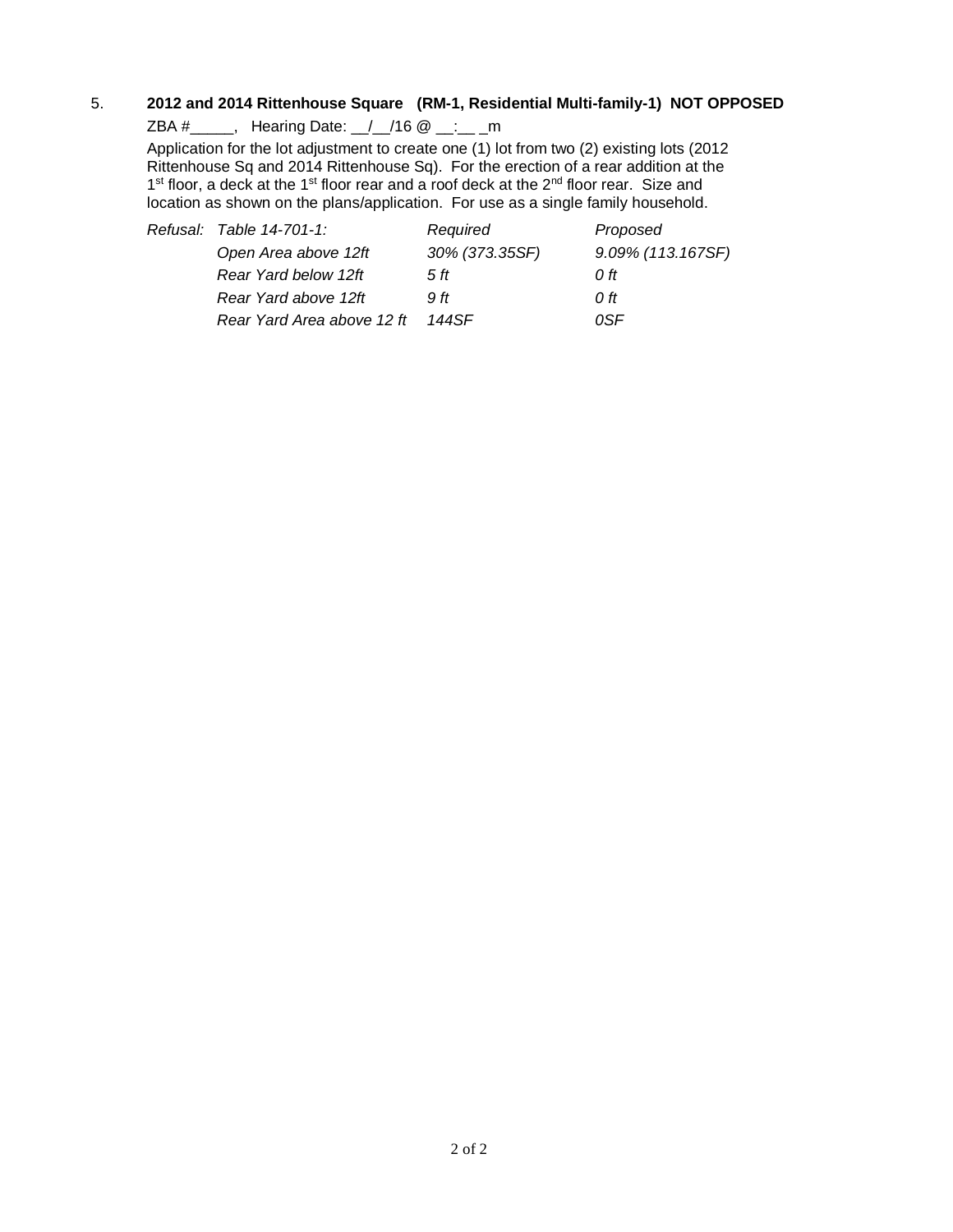5. **2012 and 2014 Rittenhouse Square (RM-1, Residential Multi-family-1) NOT OPPOSED**

ZBA #_____, Hearing Date: __/__/16 @ __:__ _m

Application for the lot adjustment to create one (1) lot from two (2) existing lots (2012 Rittenhouse Sq and 2014 Rittenhouse Sq). For the erection of a rear addition at the 1st floor, a deck at the 1st floor rear and a roof deck at the 2nd floor rear. Size and location as shown on the plans/application. For use as a single family household.

| | | | |
|---|---|---|---|
| *Refusal:* | *Table 14-701-1:* | *Required* | *Proposed* |
| | *Open Area above 12ft* | *30% (373.35SF)* | *9.09% (113.167SF)* |
| | *Rear Yard below 12ft* | *5 ft* | *0 ft* |
| | *Rear Yard above 12ft* | *9 ft* | *0 ft* |
| | *Rear Yard Area above 12 ft* | *144SF* | *0SF* |